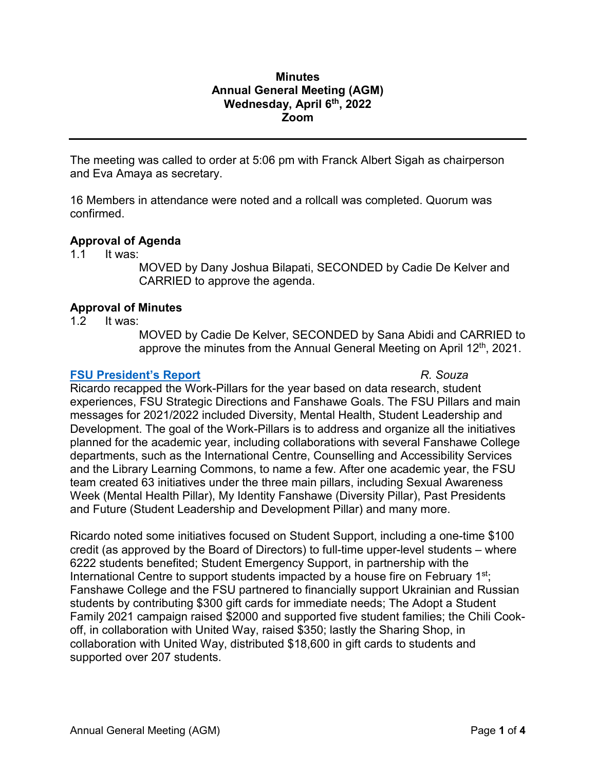**Minutes**
**Annual General Meeting (AGM)**
**Wednesday, April 6th, 2022**
**Zoom**

---

The meeting was called to order at 5:06 pm with Franck Albert Sigah as chairperson and Eva Amaya as secretary.

16 Members in attendance were noted and a rollcall was completed. Quorum was confirmed.

## Approval of Agenda

1.1 It was:

MOVED by Dany Joshua Bilapati, SECONDED by Cadie De Kelver and CARRIED to approve the agenda.

## Approval of Minutes

1.2 It was:

MOVED by Cadie De Kelver, SECONDED by Sana Abidi and CARRIED to approve the minutes from the Annual General Meeting on April 12th, 2021.

## FSU President's Report *R. Souza*

Ricardo recapped the Work-Pillars for the year based on data research, student experiences, FSU Strategic Directions and Fanshawe Goals. The FSU Pillars and main messages for 2021/2022 included Diversity, Mental Health, Student Leadership and Development. The goal of the Work-Pillars is to address and organize all the initiatives planned for the academic year, including collaborations with several Fanshawe College departments, such as the International Centre, Counselling and Accessibility Services and the Library Learning Commons, to name a few. After one academic year, the FSU team created 63 initiatives under the three main pillars, including Sexual Awareness Week (Mental Health Pillar), My Identity Fanshawe (Diversity Pillar), Past Presidents and Future (Student Leadership and Development Pillar) and many more.

Ricardo noted some initiatives focused on Student Support, including a one-time $100 credit (as approved by the Board of Directors) to full-time upper-level students – where 6222 students benefited; Student Emergency Support, in partnership with the International Centre to support students impacted by a house fire on February 1st; Fanshawe College and the FSU partnered to financially support Ukrainian and Russian students by contributing $300 gift cards for immediate needs; The Adopt a Student Family 2021 campaign raised $2000 and supported five student families; the Chili Cook-off, in collaboration with United Way, raised $350; lastly the Sharing Shop, in collaboration with United Way, distributed $18,600 in gift cards to students and supported over 207 students.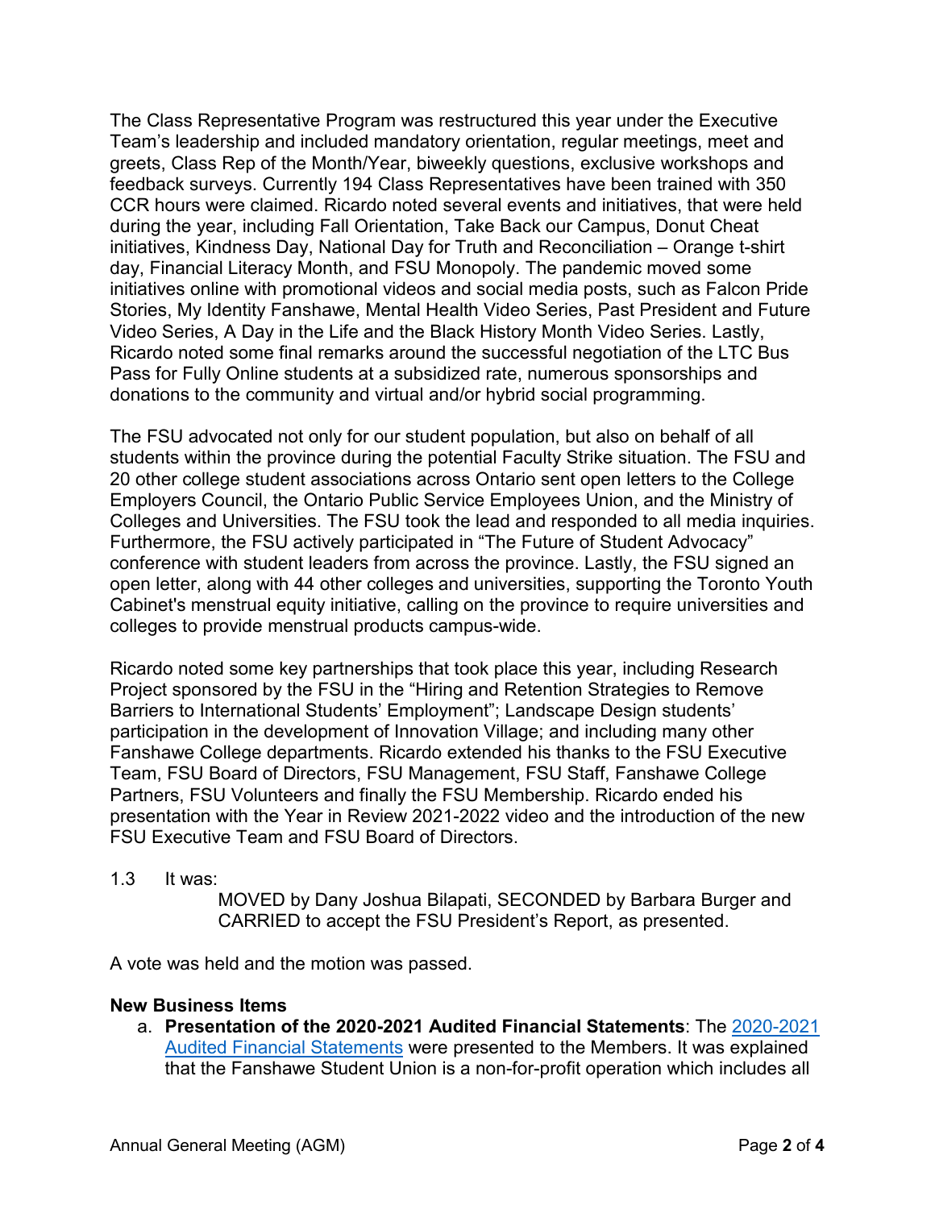The Class Representative Program was restructured this year under the Executive Team's leadership and included mandatory orientation, regular meetings, meet and greets, Class Rep of the Month/Year, biweekly questions, exclusive workshops and feedback surveys. Currently 194 Class Representatives have been trained with 350 CCR hours were claimed. Ricardo noted several events and initiatives, that were held during the year, including Fall Orientation, Take Back our Campus, Donut Cheat initiatives, Kindness Day, National Day for Truth and Reconciliation – Orange t-shirt day, Financial Literacy Month, and FSU Monopoly. The pandemic moved some initiatives online with promotional videos and social media posts, such as Falcon Pride Stories, My Identity Fanshawe, Mental Health Video Series, Past President and Future Video Series, A Day in the Life and the Black History Month Video Series. Lastly, Ricardo noted some final remarks around the successful negotiation of the LTC Bus Pass for Fully Online students at a subsidized rate, numerous sponsorships and donations to the community and virtual and/or hybrid social programming.

The FSU advocated not only for our student population, but also on behalf of all students within the province during the potential Faculty Strike situation. The FSU and 20 other college student associations across Ontario sent open letters to the College Employers Council, the Ontario Public Service Employees Union, and the Ministry of Colleges and Universities. The FSU took the lead and responded to all media inquiries. Furthermore, the FSU actively participated in "The Future of Student Advocacy" conference with student leaders from across the province. Lastly, the FSU signed an open letter, along with 44 other colleges and universities, supporting the Toronto Youth Cabinet's menstrual equity initiative, calling on the province to require universities and colleges to provide menstrual products campus-wide.

Ricardo noted some key partnerships that took place this year, including Research Project sponsored by the FSU in the "Hiring and Retention Strategies to Remove Barriers to International Students' Employment"; Landscape Design students' participation in the development of Innovation Village; and including many other Fanshawe College departments. Ricardo extended his thanks to the FSU Executive Team, FSU Board of Directors, FSU Management, FSU Staff, Fanshawe College Partners, FSU Volunteers and finally the FSU Membership. Ricardo ended his presentation with the Year in Review 2021-2022 video and the introduction of the new FSU Executive Team and FSU Board of Directors.

1.3 It was:

> MOVED by Dany Joshua Bilapati, SECONDED by Barbara Burger and CARRIED to accept the FSU President's Report, as presented.

A vote was held and the motion was passed.

**New Business Items**

a. **Presentation of the 2020-2021 Audited Financial Statements**: The 2020-2021 Audited Financial Statements were presented to the Members. It was explained that the Fanshawe Student Union is a non-for-profit operation which includes all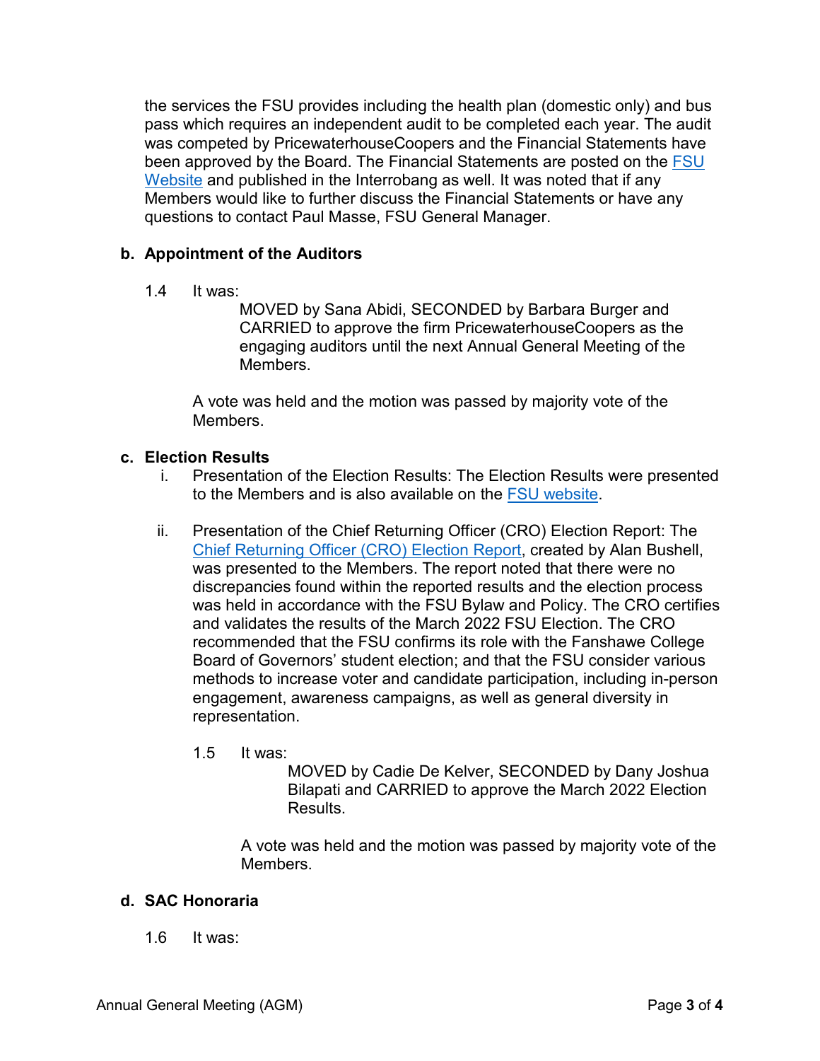the services the FSU provides including the health plan (domestic only) and bus pass which requires an independent audit to be completed each year. The audit was competed by PricewaterhouseCoopers and the Financial Statements have been approved by the Board. The Financial Statements are posted on the FSU Website and published in the Interrobang as well. It was noted that if any Members would like to further discuss the Financial Statements or have any questions to contact Paul Masse, FSU General Manager.

### b. Appointment of the Auditors

1.4 It was:

> MOVED by Sana Abidi, SECONDED by Barbara Burger and CARRIED to approve the firm PricewaterhouseCoopers as the engaging auditors until the next Annual General Meeting of the Members.

A vote was held and the motion was passed by majority vote of the Members.

### c. Election Results

i. Presentation of the Election Results: The Election Results were presented to the Members and is also available on the FSU website.

ii. Presentation of the Chief Returning Officer (CRO) Election Report: The Chief Returning Officer (CRO) Election Report, created by Alan Bushell, was presented to the Members. The report noted that there were no discrepancies found within the reported results and the election process was held in accordance with the FSU Bylaw and Policy. The CRO certifies and validates the results of the March 2022 FSU Election. The CRO recommended that the FSU confirms its role with the Fanshawe College Board of Governors' student election; and that the FSU consider various methods to increase voter and candidate participation, including in-person engagement, awareness campaigns, as well as general diversity in representation.

1.5 It was:

> MOVED by Cadie De Kelver, SECONDED by Dany Joshua Bilapati and CARRIED to approve the March 2022 Election Results.

A vote was held and the motion was passed by majority vote of the Members.

### d. SAC Honoraria

1.6 It was: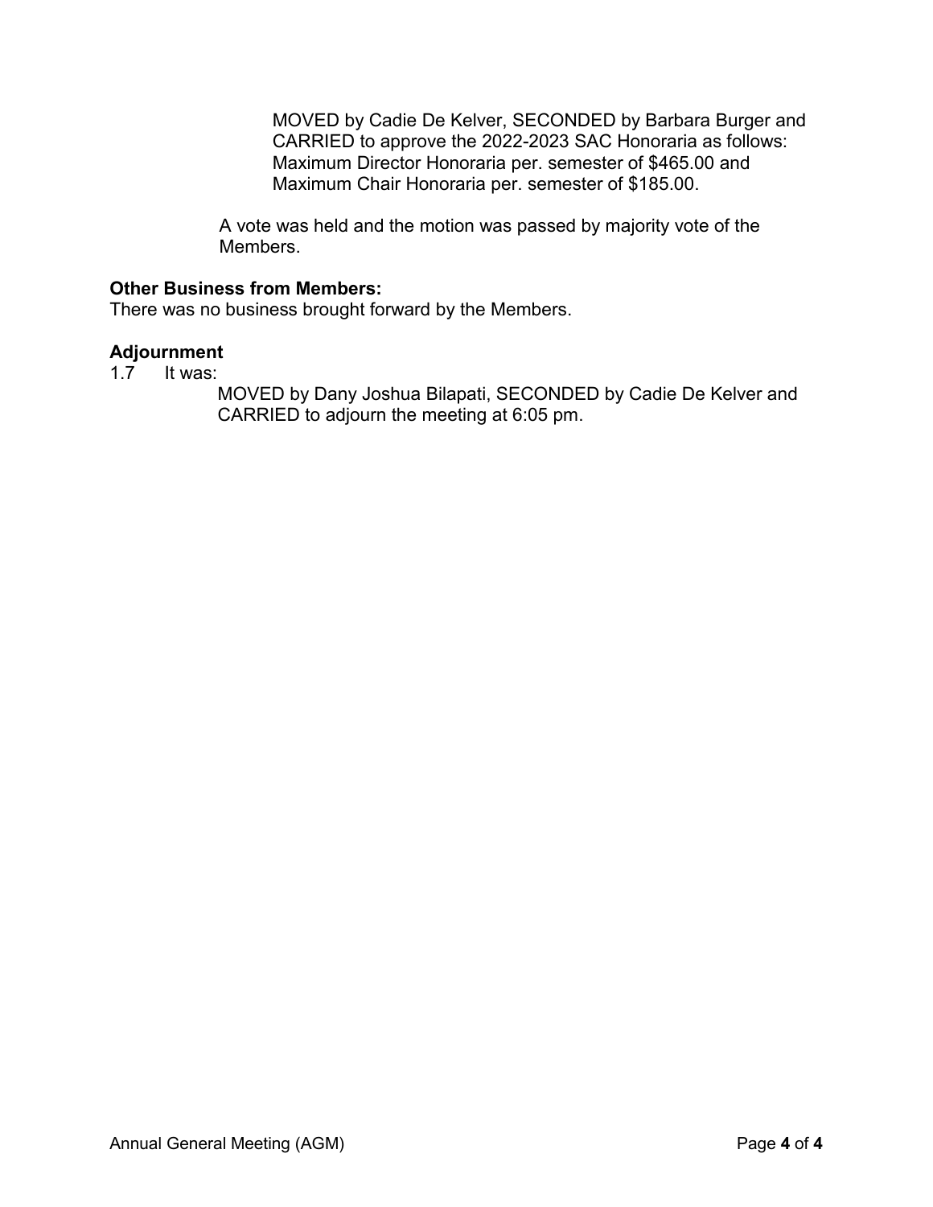MOVED by Cadie De Kelver, SECONDED by Barbara Burger and CARRIED to approve the 2022-2023 SAC Honoraria as follows: Maximum Director Honoraria per. semester of $465.00 and Maximum Chair Honoraria per. semester of $185.00.

A vote was held and the motion was passed by majority vote of the Members.

**Other Business from Members:**

There was no business brought forward by the Members.

**Adjournment**

1.7 It was:

MOVED by Dany Joshua Bilapati, SECONDED by Cadie De Kelver and CARRIED to adjourn the meeting at 6:05 pm.